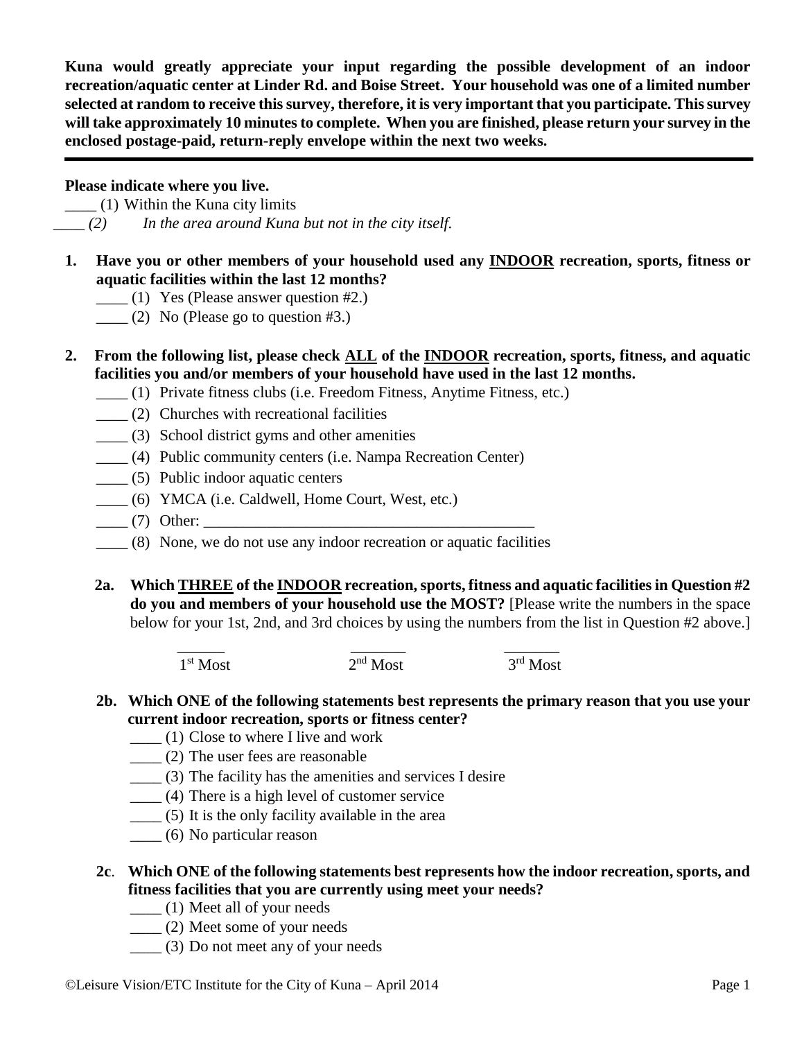**Kuna would greatly appreciate your input regarding the possible development of an indoor recreation/aquatic center at Linder Rd. and Boise Street. Your household was one of a limited number selected at random to receive this survey, therefore, it is very important that you participate. This survey will take approximately 10 minutes to complete. When you are finished, please return your survey in the enclosed postage-paid, return-reply envelope within the next two weeks.**

---

**Please indicate where you live.**

____ (1) Within the Kuna city limits

____ *(2) In the area around Kuna but not in the city itself.*

**1. Have you or other members of your household used any <u>INDOOR</u> recreation, sports, fitness or aquatic facilities within the last 12 months?**

____ (1) Yes (Please answer question #2.)

____ (2) No (Please go to question #3.)

**2. From the following list, please check <u>ALL</u> of the <u>INDOOR</u> recreation, sports, fitness, and aquatic facilities you and/or members of your household have used in the last 12 months.**

____ (1) Private fitness clubs (i.e. Freedom Fitness, Anytime Fitness, etc.)

____ (2) Churches with recreational facilities

____ (3) School district gyms and other amenities

____ (4) Public community centers (i.e. Nampa Recreation Center)

____ (5) Public indoor aquatic centers

____ (6) YMCA (i.e. Caldwell, Home Court, West, etc.)

____ (7) Other: ____________________________________________

____ (8) None, we do not use any indoor recreation or aquatic facilities

**2a. Which <u>THREE</u> of the <u>INDOOR</u> recreation, sports, fitness and aquatic facilities in Question #2 do you and members of your household use the MOST?** [Please write the numbers in the space below for your 1st, 2nd, and 3rd choices by using the numbers from the list in Question #2 above.]

______ 1st Most ______ 2nd Most ______ 3rd Most

**2b. Which ONE of the following statements best represents the primary reason that you use your current indoor recreation, sports or fitness center?**

____ (1) Close to where I live and work

____ (2) The user fees are reasonable

____ (3) The facility has the amenities and services I desire

____ (4) There is a high level of customer service

____ (5) It is the only facility available in the area

____ (6) No particular reason

**2c. Which ONE of the following statements best represents how the indoor recreation, sports, and fitness facilities that you are currently using meet your needs?**

____ (1) Meet all of your needs

____ (2) Meet some of your needs

____ (3) Do not meet any of your needs

©Leisure Vision/ETC Institute for the City of Kuna – April 2014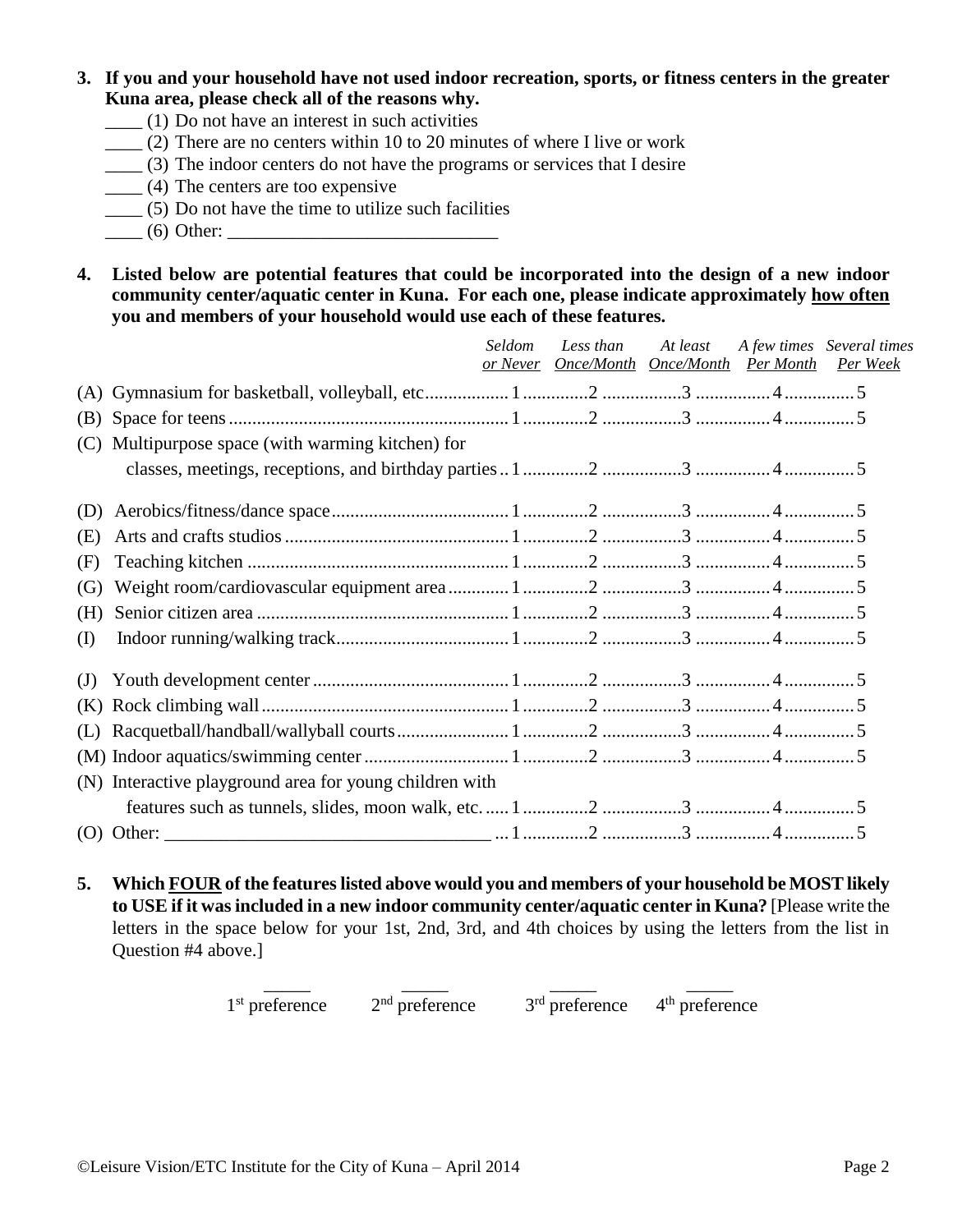**3. If you and your household have not used indoor recreation, sports, or fitness centers in the greater Kuna area, please check all of the reasons why.**

____ (1) Do not have an interest in such activities
____ (2) There are no centers within 10 to 20 minutes of where I live or work
____ (3) The indoor centers do not have the programs or services that I desire
____ (4) The centers are too expensive
____ (5) Do not have the time to utilize such facilities
____ (6) Other: _____________________________

**4. Listed below are potential features that could be incorporated into the design of a new indoor community center/aquatic center in Kuna. For each one, please indicate approximately <u>how often</u> you and members of your household would use each of these features.**

| | *Seldom or Never* | *Less than Once/Month* | *At least Once/Month* | *A few times Per Month* | *Several times Per Week* |
|---|---|---|---|---|---|
| (A) Gymnasium for basketball, volleyball, etc. | 1 | 2 | 3 | 4 | 5 |
| (B) Space for teens | 1 | 2 | 3 | 4 | 5 |
| (C) Multipurpose space (with warming kitchen) for classes, meetings, receptions, and birthday parties | 1 | 2 | 3 | 4 | 5 |
| (D) Aerobics/fitness/dance space | 1 | 2 | 3 | 4 | 5 |
| (E) Arts and crafts studios | 1 | 2 | 3 | 4 | 5 |
| (F) Teaching kitchen | 1 | 2 | 3 | 4 | 5 |
| (G) Weight room/cardiovascular equipment area | 1 | 2 | 3 | 4 | 5 |
| (H) Senior citizen area | 1 | 2 | 3 | 4 | 5 |
| (I) Indoor running/walking track | 1 | 2 | 3 | 4 | 5 |
| (J) Youth development center | 1 | 2 | 3 | 4 | 5 |
| (K) Rock climbing wall | 1 | 2 | 3 | 4 | 5 |
| (L) Racquetball/handball/wallyball courts | 1 | 2 | 3 | 4 | 5 |
| (M) Indoor aquatics/swimming center | 1 | 2 | 3 | 4 | 5 |
| (N) Interactive playground area for young children with features such as tunnels, slides, moon walk, etc. | 1 | 2 | 3 | 4 | 5 |
| (O) Other: ___________________________________ | 1 | 2 | 3 | 4 | 5 |

**5. Which <u>FOUR</u> of the features listed above would you and members of your household be MOST likely to USE if it was included in a new indoor community center/aquatic center in Kuna?** [Please write the letters in the space below for your 1st, 2nd, 3rd, and 4th choices by using the letters from the list in Question #4 above.]

_____ 1st preference     _____ 2nd preference     _____ 3rd preference     _____ 4th preference

©Leisure Vision/ETC Institute for the City of Kuna – April 2014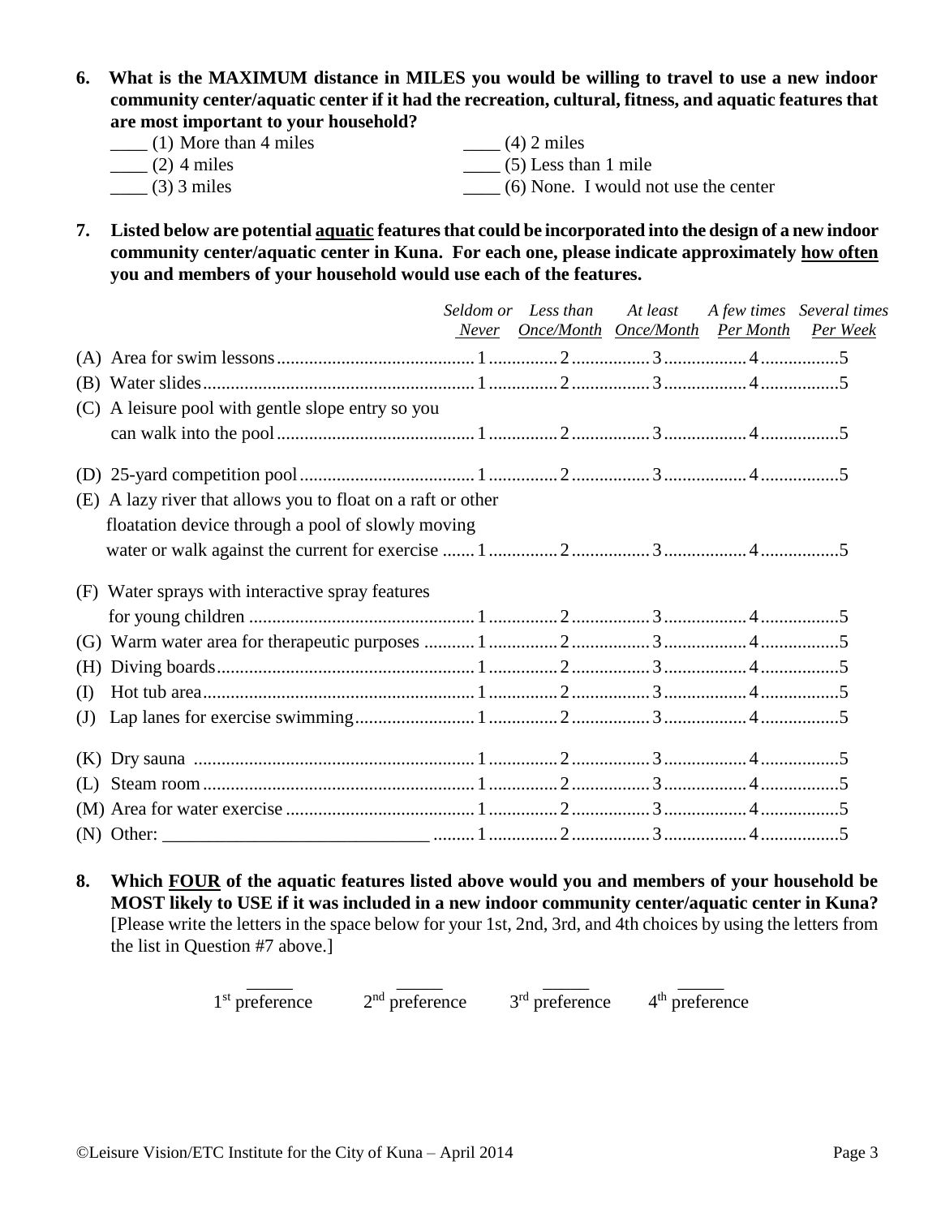**6. What is the MAXIMUM distance in MILES you would be willing to travel to use a new indoor community center/aquatic center if it had the recreation, cultural, fitness, and aquatic features that are most important to your household?**

____ (1) More than 4 miles
____ (2) 4 miles
____ (3) 3 miles
____ (4) 2 miles
____ (5) Less than 1 mile
____ (6) None. I would not use the center

**7. Listed below are potential <u>aquatic</u> features that could be incorporated into the design of a new indoor community center/aquatic center in Kuna. For each one, please indicate approximately <u>how often</u> you and members of your household would use each of the features.**

| | *Seldom or Never* | *Less than Once/Month* | *At least Once/Month* | *A few times Per Month* | *Several times Per Week* |
|---|---|---|---|---|---|
| (A) Area for swim lessons | 1 | 2 | 3 | 4 | 5 |
| (B) Water slides | 1 | 2 | 3 | 4 | 5 |
| (C) A leisure pool with gentle slope entry so you can walk into the pool | 1 | 2 | 3 | 4 | 5 |
| (D) 25-yard competition pool | 1 | 2 | 3 | 4 | 5 |
| (E) A lazy river that allows you to float on a raft or other floatation device through a pool of slowly moving water or walk against the current for exercise | 1 | 2 | 3 | 4 | 5 |
| (F) Water sprays with interactive spray features for young children | 1 | 2 | 3 | 4 | 5 |
| (G) Warm water area for therapeutic purposes | 1 | 2 | 3 | 4 | 5 |
| (H) Diving boards | 1 | 2 | 3 | 4 | 5 |
| (I) Hot tub area | 1 | 2 | 3 | 4 | 5 |
| (J) Lap lanes for exercise swimming | 1 | 2 | 3 | 4 | 5 |
| (K) Dry sauna | 1 | 2 | 3 | 4 | 5 |
| (L) Steam room | 1 | 2 | 3 | 4 | 5 |
| (M) Area for water exercise | 1 | 2 | 3 | 4 | 5 |
| (N) Other: _____________________________ | 1 | 2 | 3 | 4 | 5 |

**8. Which <u>FOUR</u> of the aquatic features listed above would you and members of your household be MOST likely to USE if it was included in a new indoor community center/aquatic center in Kuna?** [Please write the letters in the space below for your 1st, 2nd, 3rd, and 4th choices by using the letters from the list in Question #7 above.]

_____ 1st preference     _____ 2nd preference     _____ 3rd preference     _____ 4th preference

©Leisure Vision/ETC Institute for the City of Kuna – April 2014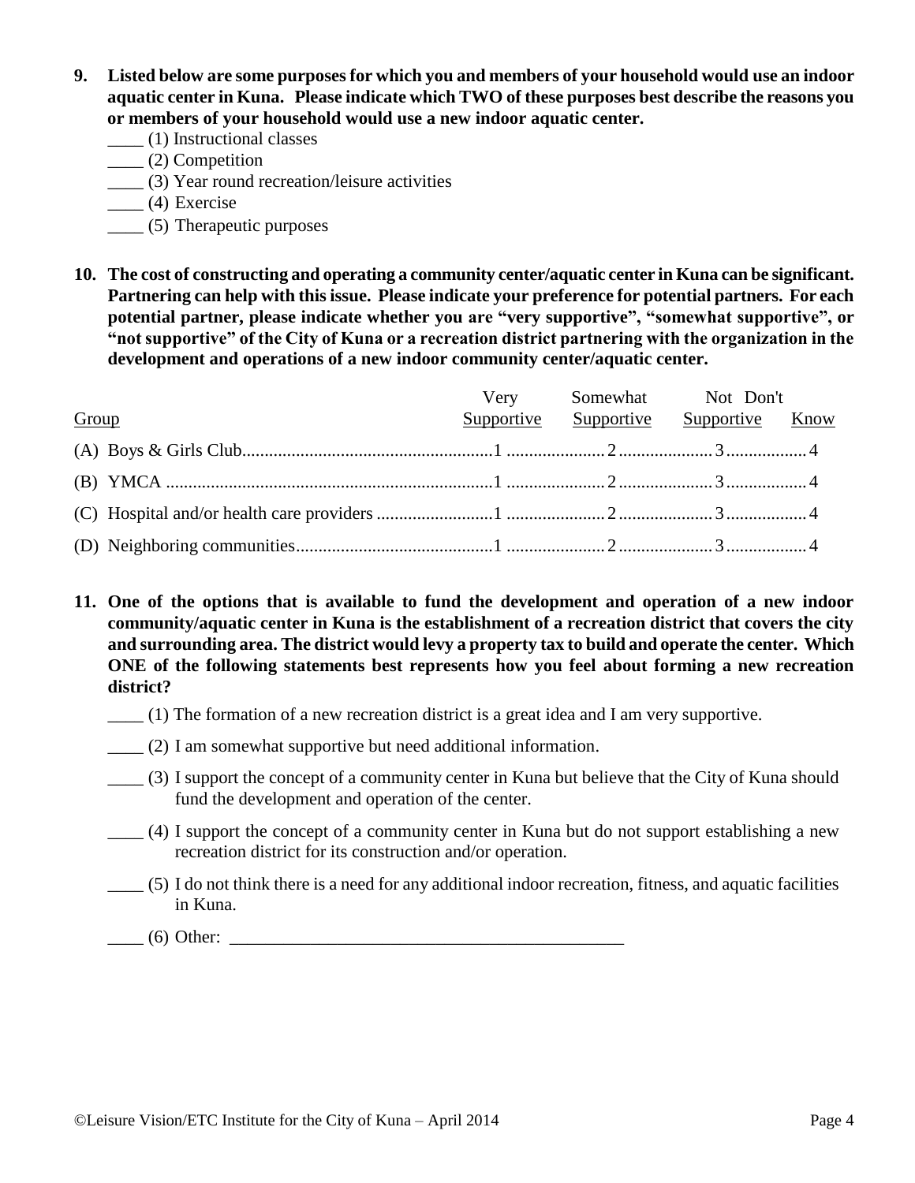**9. Listed below are some purposes for which you and members of your household would use an indoor aquatic center in Kuna. Please indicate which TWO of these purposes best describe the reasons you or members of your household would use a new indoor aquatic center.**

____ (1) Instructional classes

____ (2) Competition

____ (3) Year round recreation/leisure activities

____ (4) Exercise

____ (5) Therapeutic purposes

**10. The cost of constructing and operating a community center/aquatic center in Kuna can be significant. Partnering can help with this issue. Please indicate your preference for potential partners. For each potential partner, please indicate whether you are "very supportive", "somewhat supportive", or "not supportive" of the City of Kuna or a recreation district partnering with the organization in the development and operations of a new indoor community center/aquatic center.**

| Group | Very Supportive | Somewhat Supportive | Not Supportive | Don't Know |
|---|---|---|---|---|
| (A) Boys & Girls Club | 1 | 2 | 3 | 4 |
| (B) YMCA | 1 | 2 | 3 | 4 |
| (C) Hospital and/or health care providers | 1 | 2 | 3 | 4 |
| (D) Neighboring communities | 1 | 2 | 3 | 4 |

**11. One of the options that is available to fund the development and operation of a new indoor community/aquatic center in Kuna is the establishment of a recreation district that covers the city and surrounding area. The district would levy a property tax to build and operate the center. Which ONE of the following statements best represents how you feel about forming a new recreation district?**

____ (1) The formation of a new recreation district is a great idea and I am very supportive.

____ (2) I am somewhat supportive but need additional information.

____ (3) I support the concept of a community center in Kuna but believe that the City of Kuna should fund the development and operation of the center.

____ (4) I support the concept of a community center in Kuna but do not support establishing a new recreation district for its construction and/or operation.

____ (5) I do not think there is a need for any additional indoor recreation, fitness, and aquatic facilities in Kuna.

____ (6) Other: _____________________________________________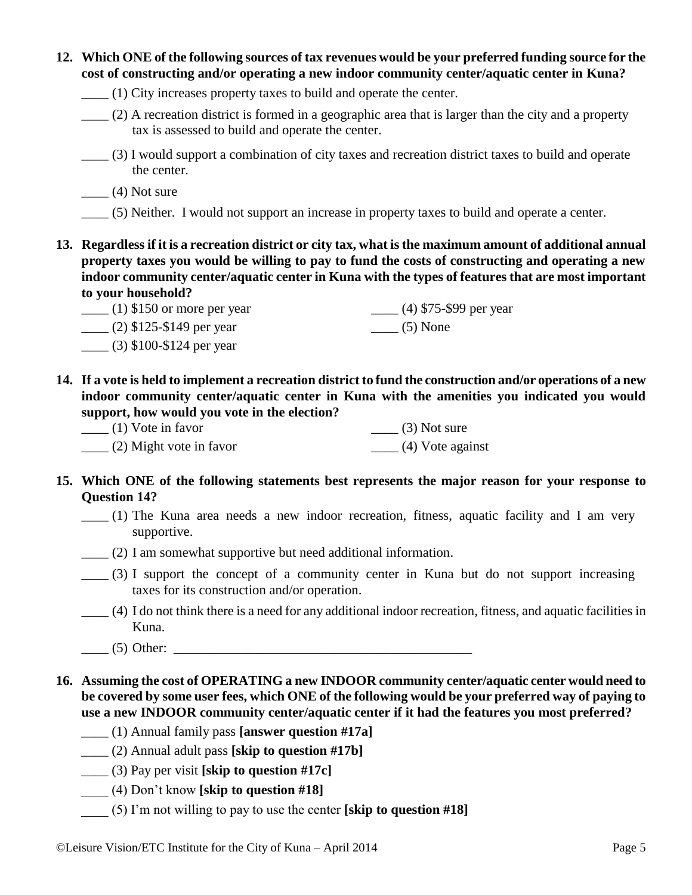**12. Which ONE of the following sources of tax revenues would be your preferred funding source for the cost of constructing and/or operating a new indoor community center/aquatic center in Kuna?**

____ (1) City increases property taxes to build and operate the center.

____ (2) A recreation district is formed in a geographic area that is larger than the city and a property tax is assessed to build and operate the center.

____ (3) I would support a combination of city taxes and recreation district taxes to build and operate the center.

____ (4) Not sure

____ (5) Neither. I would not support an increase in property taxes to build and operate a center.

**13. Regardless if it is a recreation district or city tax, what is the maximum amount of additional annual property taxes you would be willing to pay to fund the costs of constructing and operating a new indoor community center/aquatic center in Kuna with the types of features that are most important to your household?**

____ (1) $150 or more per year

____ (2) $125-$149 per year

____ (3) $100-$124 per year

____ (4) $75-$99 per year

____ (5) None

**14. If a vote is held to implement a recreation district to fund the construction and/or operations of a new indoor community center/aquatic center in Kuna with the amenities you indicated you would support, how would you vote in the election?**

____ (1) Vote in favor

____ (2) Might vote in favor

____ (3) Not sure

____ (4) Vote against

**15. Which ONE of the following statements best represents the major reason for your response to Question 14?**

____ (1) The Kuna area needs a new indoor recreation, fitness, aquatic facility and I am very supportive.

____ (2) I am somewhat supportive but need additional information.

____ (3) I support the concept of a community center in Kuna but do not support increasing taxes for its construction and/or operation.

____ (4) I do not think there is a need for any additional indoor recreation, fitness, and aquatic facilities in Kuna.

____ (5) Other: _______________________________________________

**16. Assuming the cost of OPERATING a new INDOOR community center/aquatic center would need to be covered by some user fees, which ONE of the following would be your preferred way of paying to use a new INDOOR community center/aquatic center if it had the features you most preferred?**

____ (1) Annual family pass **[answer question #17a]**

____ (2) Annual adult pass **[skip to question #17b]**

____ (3) Pay per visit **[skip to question #17c]**

____ (4) Don't know **[skip to question #18]**

____ (5) I'm not willing to pay to use the center **[skip to question #18]**

©Leisure Vision/ETC Institute for the City of Kuna – April 2014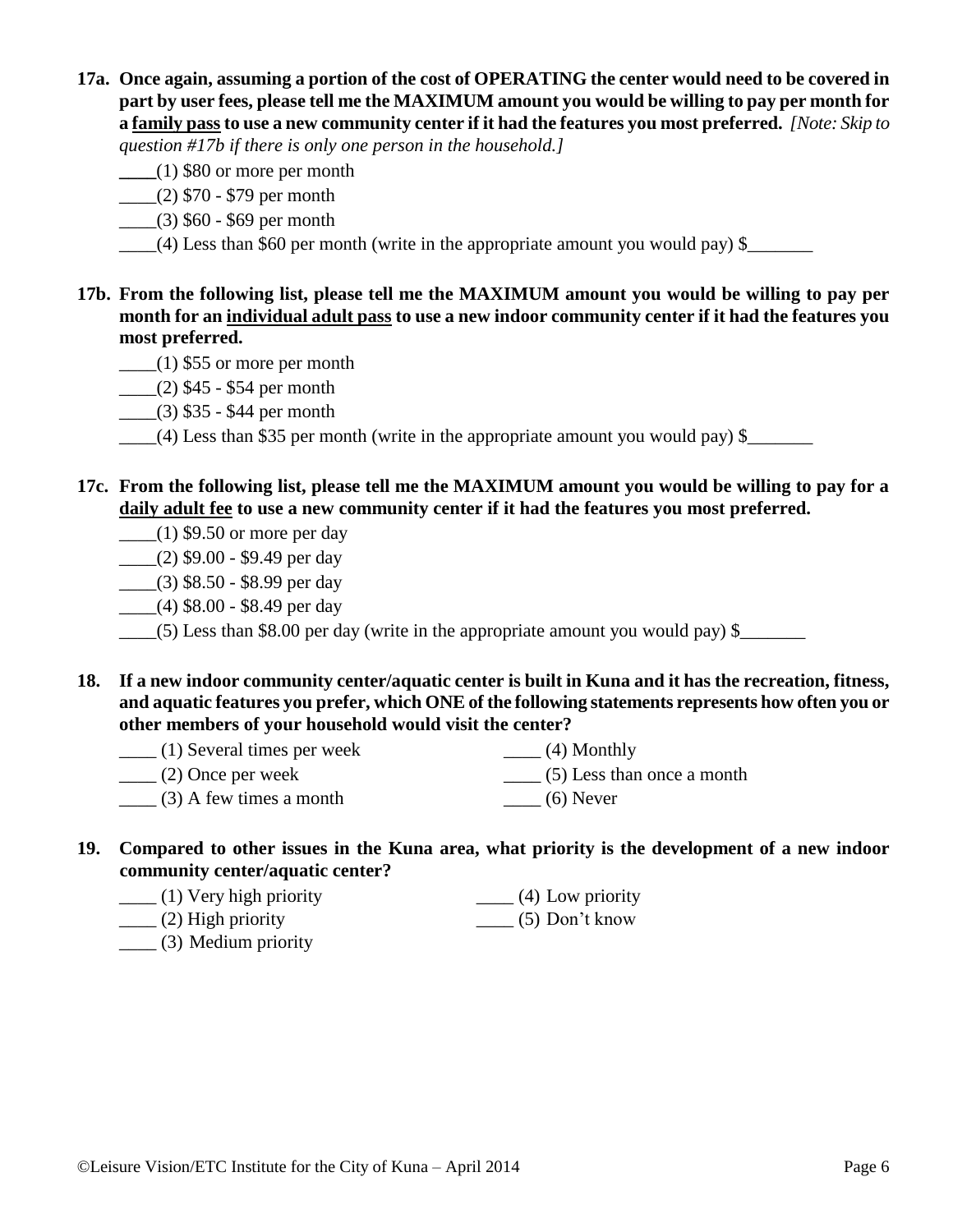**17a. Once again, assuming a portion of the cost of OPERATING the center would need to be covered in part by user fees, please tell me the MAXIMUM amount you would be willing to pay per month for a <u>family pass</u> to use a new community center if it had the features you most preferred.** *[Note: Skip to question #17b if there is only one person in the household.]*

____(1) $80 or more per month
____(2) $70 - $79 per month
____(3) $60 - $69 per month
____(4) Less than $60 per month (write in the appropriate amount you would pay) $_______

**17b. From the following list, please tell me the MAXIMUM amount you would be willing to pay per month for an <u>individual adult pass</u> to use a new indoor community center if it had the features you most preferred.**

____(1) $55 or more per month
____(2) $45 - $54 per month
____(3) $35 - $44 per month
____(4) Less than $35 per month (write in the appropriate amount you would pay) $_______

**17c. From the following list, please tell me the MAXIMUM amount you would be willing to pay for a <u>daily adult fee</u> to use a new community center if it had the features you most preferred.**

____(1) $9.50 or more per day
____(2) $9.00 - $9.49 per day
____(3) $8.50 - $8.99 per day
____(4) $8.00 - $8.49 per day
____(5) Less than $8.00 per day (write in the appropriate amount you would pay) $_______

**18. If a new indoor community center/aquatic center is built in Kuna and it has the recreation, fitness, and aquatic features you prefer, which ONE of the following statements represents how often you or other members of your household would visit the center?**

____ (1) Several times per week
____ (2) Once per week
____ (3) A few times a month
____ (4) Monthly
____ (5) Less than once a month
____ (6) Never

**19. Compared to other issues in the Kuna area, what priority is the development of a new indoor community center/aquatic center?**

____ (1) Very high priority
____ (2) High priority
____ (3) Medium priority
____ (4) Low priority
____ (5) Don't know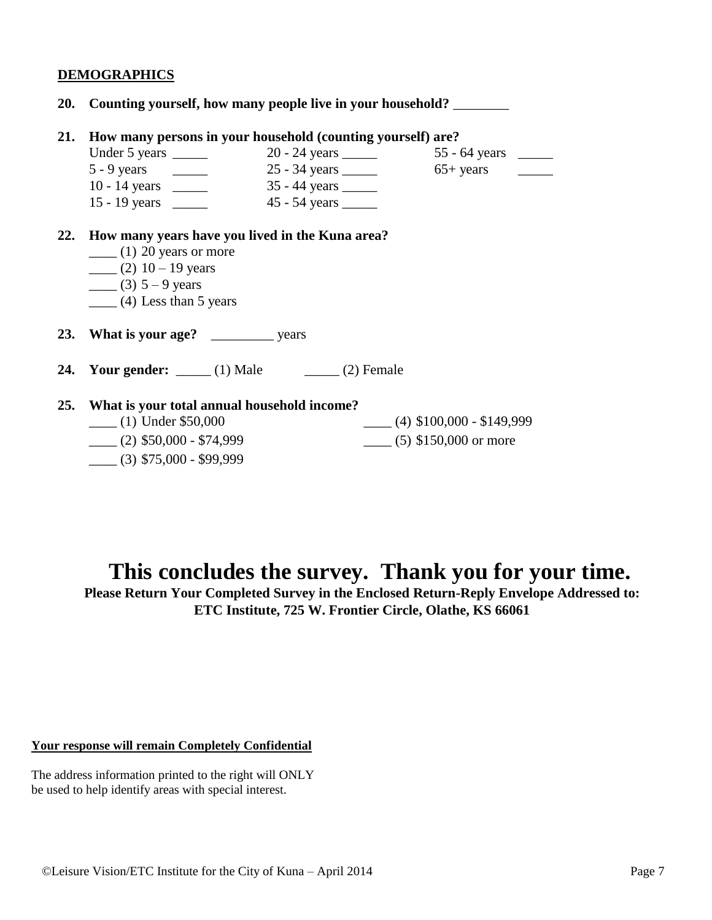**DEMOGRAPHICS**

**20. Counting yourself, how many people live in your household?** ________

**21. How many persons in your household (counting yourself) are?**

| | | | | | |
|---|---|---|---|---|---|
| Under 5 years | _____ | 20 - 24 years | _____ | 55 - 64 years | _____ |
| 5 - 9 years | _____ | 25 - 34 years | _____ | 65+ years | _____ |
| 10 - 14 years | _____ | 35 - 44 years | _____ | | |
| 15 - 19 years | _____ | 45 - 54 years | _____ | | |

**22. How many years have you lived in the Kuna area?**

____ (1) 20 years or more
____ (2) 10 – 19 years
____ (3) 5 – 9 years
____ (4) Less than 5 years

**23. What is your age?** _________ years

**24. Your gender:** _____ (1) Male _____ (2) Female

**25. What is your total annual household income?**

____ (1) Under $50,000
____ (2) $50,000 - $74,999
____ (3) $75,000 - $99,999
____ (4) $100,000 - $149,999
____ (5) $150,000 or more

# This concludes the survey. Thank you for your time.

**Please Return Your Completed Survey in the Enclosed Return-Reply Envelope Addressed to:**
**ETC Institute, 725 W. Frontier Circle, Olathe, KS 66061**

**Your response will remain Completely Confidential**

The address information printed to the right will ONLY be used to help identify areas with special interest.

©Leisure Vision/ETC Institute for the City of Kuna – April 2014